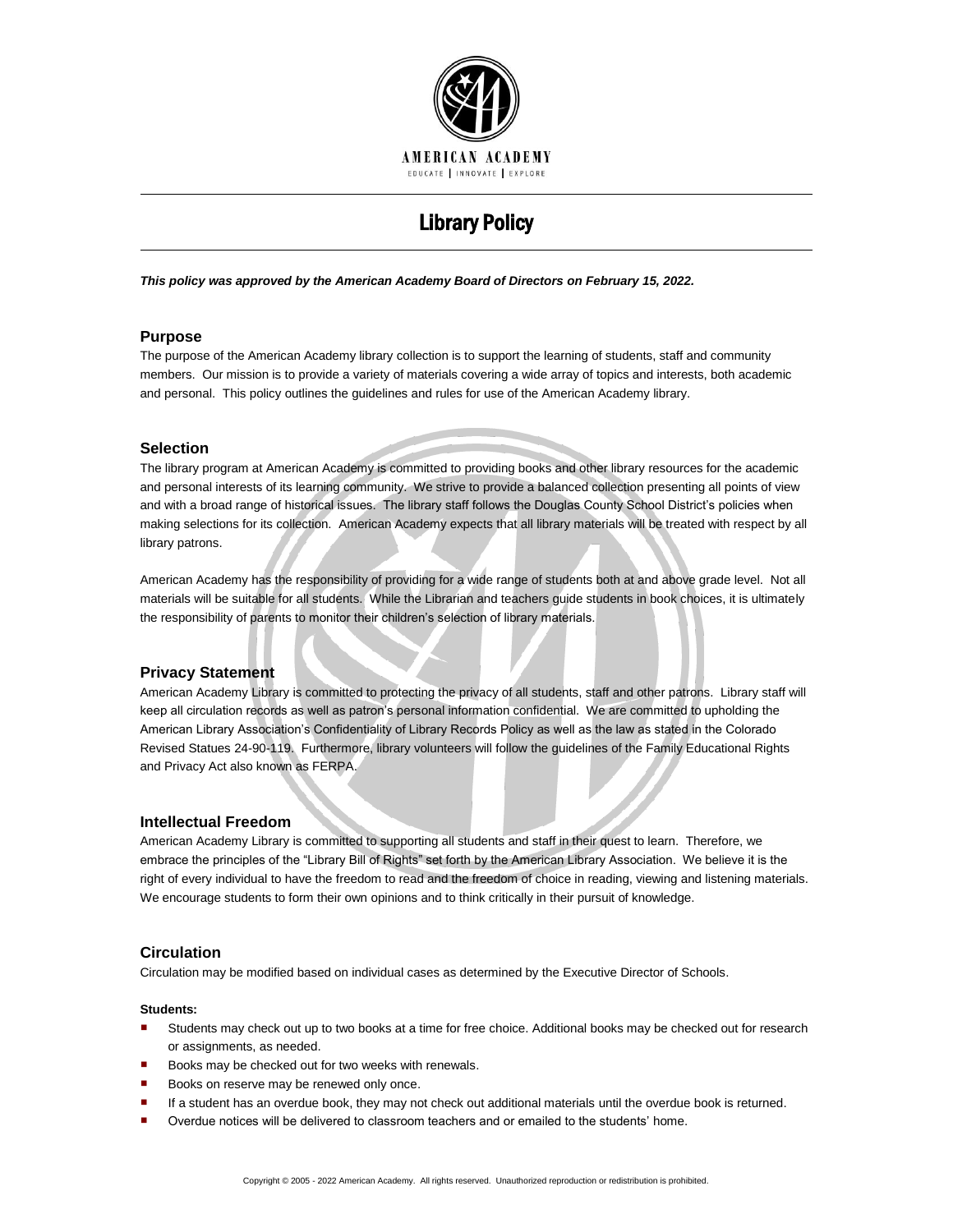AMERICAN ACADEMY

EDUCATE | INNOVATE | EXPLORE

# Library Policy

***This policy was approved by the American Academy Board of Directors on February 15, 2022.***

## Purpose

The purpose of the American Academy library collection is to support the learning of students, staff and community members. Our mission is to provide a variety of materials covering a wide array of topics and interests, both academic and personal. This policy outlines the guidelines and rules for use of the American Academy library.

## Selection

The library program at American Academy is committed to providing books and other library resources for the academic and personal interests of its learning community. We strive to provide a balanced collection presenting all points of view and with a broad range of historical issues. The library staff follows the Douglas County School District's policies when making selections for its collection. American Academy expects that all library materials will be treated with respect by all library patrons.

American Academy has the responsibility of providing for a wide range of students both at and above grade level. Not all materials will be suitable for all students. While the Librarian and teachers guide students in book choices, it is ultimately the responsibility of parents to monitor their children's selection of library materials.

## Privacy Statement

American Academy Library is committed to protecting the privacy of all students, staff and other patrons. Library staff will keep all circulation records as well as patron's personal information confidential. We are committed to upholding the American Library Association's Confidentiality of Library Records Policy as well as the law as stated in the Colorado Revised Statues 24-90-119. Furthermore, library volunteers will follow the guidelines of the Family Educational Rights and Privacy Act also known as FERPA.

## Intellectual Freedom

American Academy Library is committed to supporting all students and staff in their quest to learn. Therefore, we embrace the principles of the "Library Bill of Rights" set forth by the American Library Association. We believe it is the right of every individual to have the freedom to read and the freedom of choice in reading, viewing and listening materials. We encourage students to form their own opinions and to think critically in their pursuit of knowledge.

## Circulation

Circulation may be modified based on individual cases as determined by the Executive Director of Schools.

**Students:**

- Students may check out up to two books at a time for free choice. Additional books may be checked out for research or assignments, as needed.
- Books may be checked out for two weeks with renewals.
- Books on reserve may be renewed only once.
- If a student has an overdue book, they may not check out additional materials until the overdue book is returned.
- Overdue notices will be delivered to classroom teachers and or emailed to the students' home.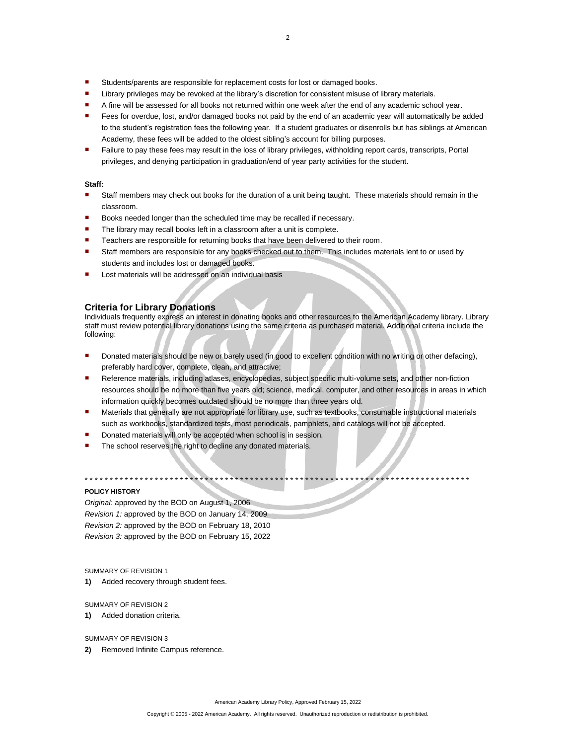- Students/parents are responsible for replacement costs for lost or damaged books.
- Library privileges may be revoked at the library's discretion for consistent misuse of library materials.
- A fine will be assessed for all books not returned within one week after the end of any academic school year.
- Fees for overdue, lost, and/or damaged books not paid by the end of an academic year will automatically be added to the student's registration fees the following year. If a student graduates or disenrolls but has siblings at American Academy, these fees will be added to the oldest sibling's account for billing purposes.
- Failure to pay these fees may result in the loss of library privileges, withholding report cards, transcripts, Portal privileges, and denying participation in graduation/end of year party activities for the student.

**Staff:**

- Staff members may check out books for the duration of a unit being taught. These materials should remain in the classroom.
- Books needed longer than the scheduled time may be recalled if necessary.
- The library may recall books left in a classroom after a unit is complete.
- Teachers are responsible for returning books that have been delivered to their room.
- Staff members are responsible for any books checked out to them. This includes materials lent to or used by students and includes lost or damaged books.
- Lost materials will be addressed on an individual basis

### Criteria for Library Donations

Individuals frequently express an interest in donating books and other resources to the American Academy library. Library staff must review potential library donations using the same criteria as purchased material. Additional criteria include the following:

- Donated materials should be new or barely used (in good to excellent condition with no writing or other defacing), preferably hard cover, complete, clean, and attractive;
- Reference materials, including atlases, encyclopedias, subject specific multi-volume sets, and other non-fiction resources should be no more than five years old; science, medical, computer, and other resources in areas in which information quickly becomes outdated should be no more than three years old.
- Materials that generally are not appropriate for library use, such as textbooks, consumable instructional materials such as workbooks, standardized tests, most periodicals, pamphlets, and catalogs will not be accepted.
- Donated materials will only be accepted when school is in session.
- The school reserves the right to decline any donated materials.

* * * * * * * * * * * * * * * * * * * * * * * * * * * * * * * * * * * * * * * * * * * * * * * * * * * * * * * * * * * * * * * * * * * * * * * * * * * *

**POLICY HISTORY**

*Original:* approved by the BOD on August 1, 2006
*Revision 1:* approved by the BOD on January 14, 2009
*Revision 2:* approved by the BOD on February 18, 2010
*Revision 3:* approved by the BOD on February 15, 2022

SUMMARY OF REVISION 1

**1)** Added recovery through student fees.

SUMMARY OF REVISION 2

**1)** Added donation criteria.

SUMMARY OF REVISION 3

**2)** Removed Infinite Campus reference.